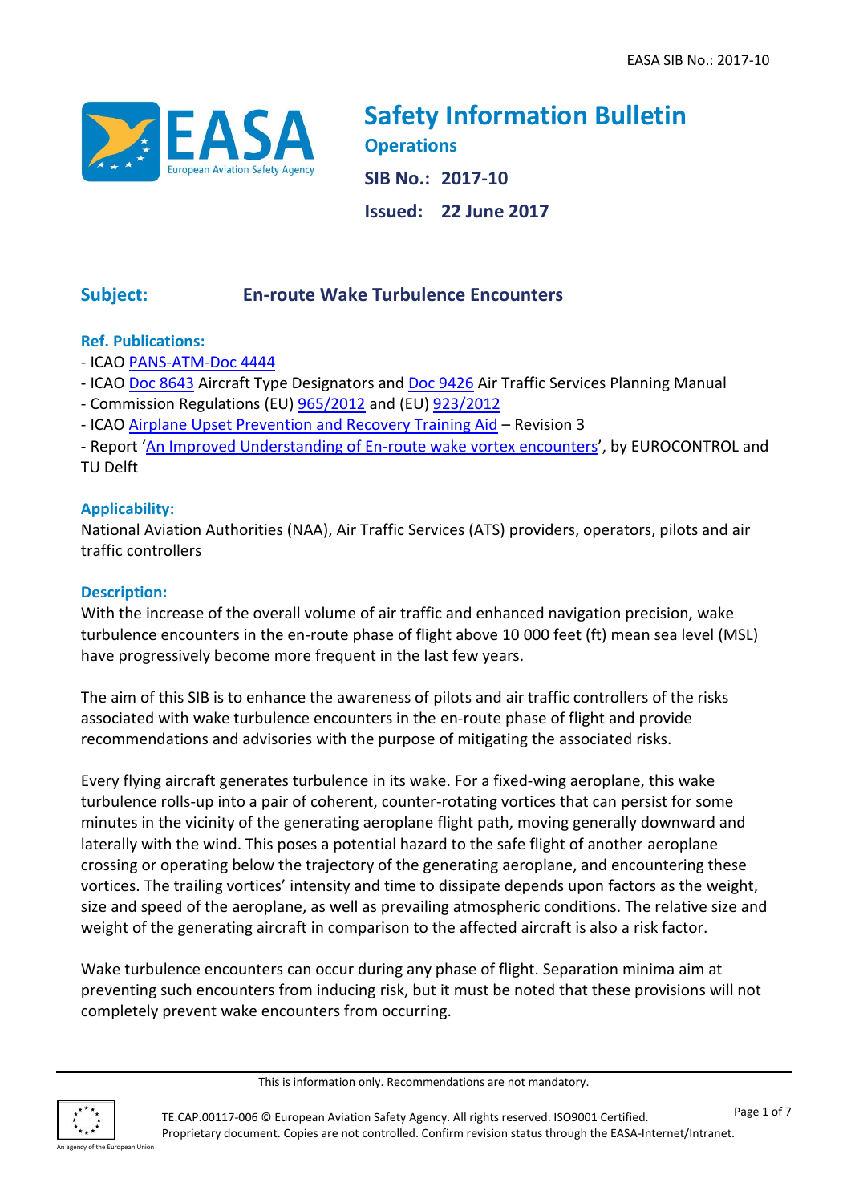# Safety Information Bulletin

**Operations**

**SIB No.: 2017-10**

**Issued: 22 June 2017**

## Subject: En-route Wake Turbulence Encounters

### Ref. Publications:

- ICAO PANS-ATM-Doc 4444
- ICAO Doc 8643 Aircraft Type Designators and Doc 9426 Air Traffic Services Planning Manual
- Commission Regulations (EU) 965/2012 and (EU) 923/2012
- ICAO Airplane Upset Prevention and Recovery Training Aid – Revision 3
- Report 'An Improved Understanding of En-route wake vortex encounters', by EUROCONTROL and TU Delft

### Applicability:

National Aviation Authorities (NAA), Air Traffic Services (ATS) providers, operators, pilots and air traffic controllers

### Description:

With the increase of the overall volume of air traffic and enhanced navigation precision, wake turbulence encounters in the en-route phase of flight above 10 000 feet (ft) mean sea level (MSL) have progressively become more frequent in the last few years.

The aim of this SIB is to enhance the awareness of pilots and air traffic controllers of the risks associated with wake turbulence encounters in the en-route phase of flight and provide recommendations and advisories with the purpose of mitigating the associated risks.

Every flying aircraft generates turbulence in its wake. For a fixed-wing aeroplane, this wake turbulence rolls-up into a pair of coherent, counter-rotating vortices that can persist for some minutes in the vicinity of the generating aeroplane flight path, moving generally downward and laterally with the wind. This poses a potential hazard to the safe flight of another aeroplane crossing or operating below the trajectory of the generating aeroplane, and encountering these vortices. The trailing vortices' intensity and time to dissipate depends upon factors as the weight, size and speed of the aeroplane, as well as prevailing atmospheric conditions. The relative size and weight of the generating aircraft in comparison to the affected aircraft is also a risk factor.

Wake turbulence encounters can occur during any phase of flight. Separation minima aim at preventing such encounters from inducing risk, but it must be noted that these provisions will not completely prevent wake encounters from occurring.

This is information only. Recommendations are not mandatory.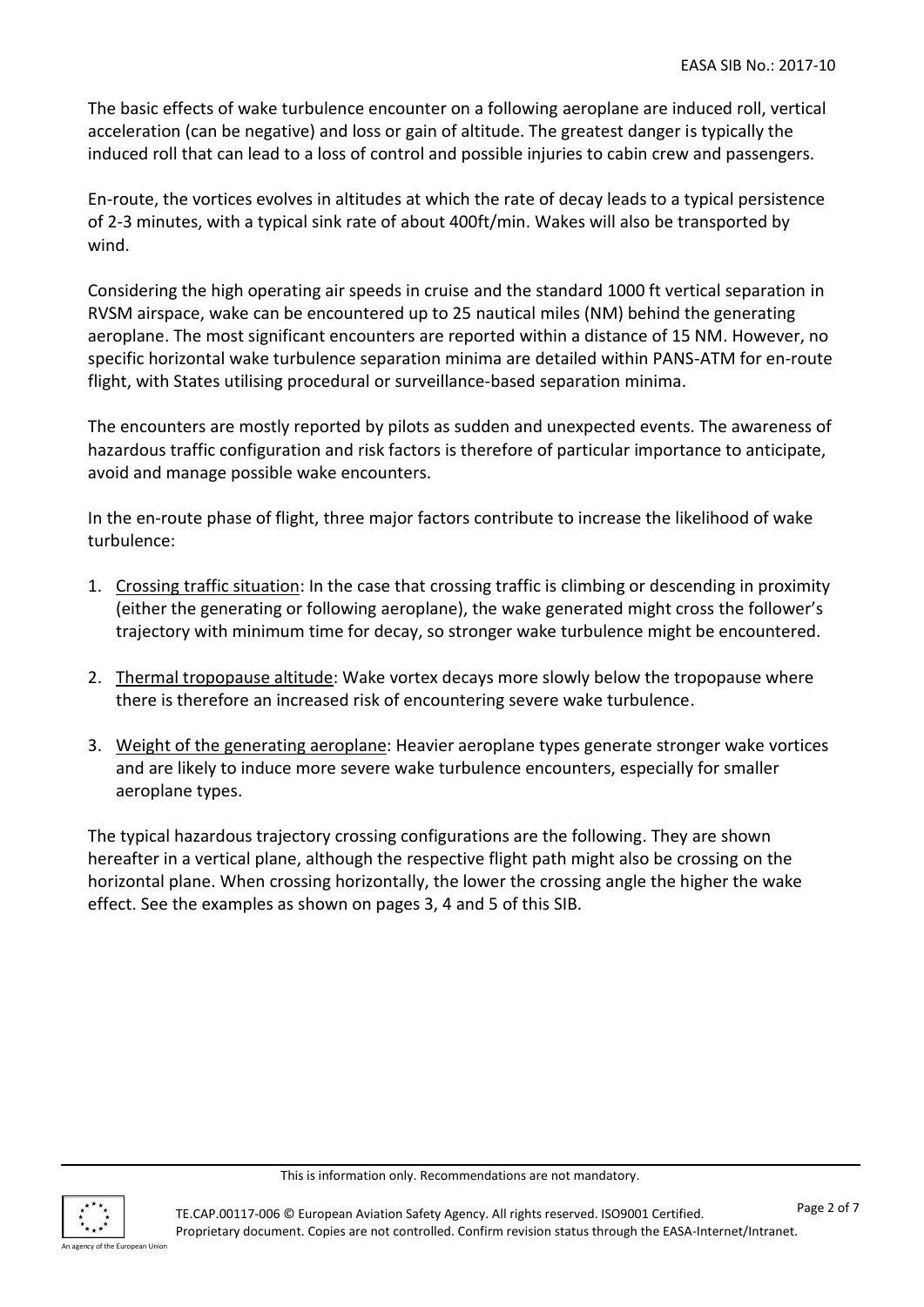The basic effects of wake turbulence encounter on a following aeroplane are induced roll, vertical acceleration (can be negative) and loss or gain of altitude. The greatest danger is typically the induced roll that can lead to a loss of control and possible injuries to cabin crew and passengers.

En-route, the vortices evolves in altitudes at which the rate of decay leads to a typical persistence of 2-3 minutes, with a typical sink rate of about 400ft/min. Wakes will also be transported by wind.

Considering the high operating air speeds in cruise and the standard 1000 ft vertical separation in RVSM airspace, wake can be encountered up to 25 nautical miles (NM) behind the generating aeroplane. The most significant encounters are reported within a distance of 15 NM. However, no specific horizontal wake turbulence separation minima are detailed within PANS-ATM for en-route flight, with States utilising procedural or surveillance-based separation minima.

The encounters are mostly reported by pilots as sudden and unexpected events. The awareness of hazardous traffic configuration and risk factors is therefore of particular importance to anticipate, avoid and manage possible wake encounters.

In the en-route phase of flight, three major factors contribute to increase the likelihood of wake turbulence:

1. Crossing traffic situation: In the case that crossing traffic is climbing or descending in proximity (either the generating or following aeroplane), the wake generated might cross the follower's trajectory with minimum time for decay, so stronger wake turbulence might be encountered.

2. Thermal tropopause altitude: Wake vortex decays more slowly below the tropopause where there is therefore an increased risk of encountering severe wake turbulence.

3. Weight of the generating aeroplane: Heavier aeroplane types generate stronger wake vortices and are likely to induce more severe wake turbulence encounters, especially for smaller aeroplane types.

The typical hazardous trajectory crossing configurations are the following. They are shown hereafter in a vertical plane, although the respective flight path might also be crossing on the horizontal plane. When crossing horizontally, the lower the crossing angle the higher the wake effect. See the examples as shown on pages 3, 4 and 5 of this SIB.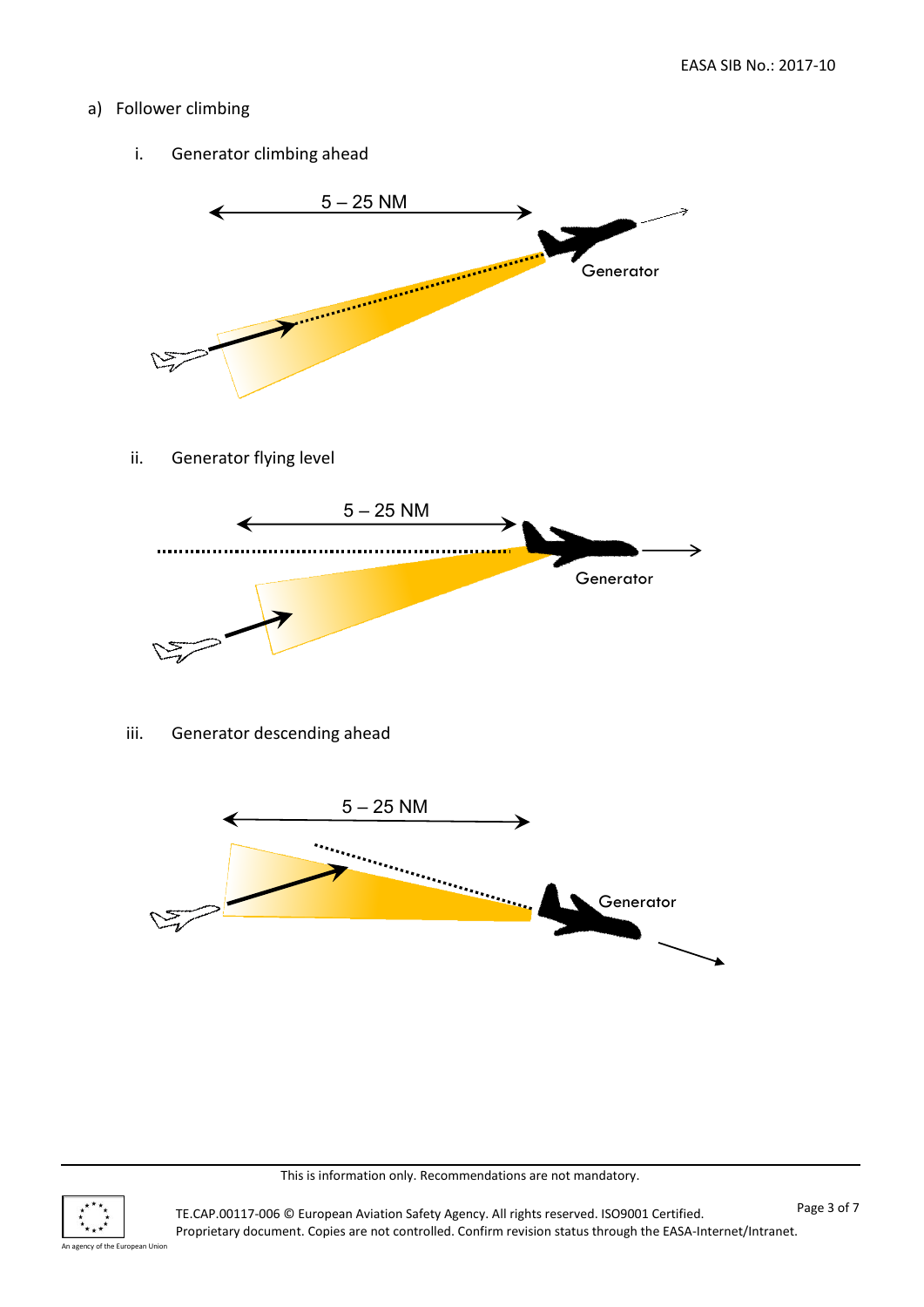a) Follower climbing

i. Generator climbing ahead

5 – 25 NM

Generator

ii. Generator flying level

5 – 25 NM

Generator

iii. Generator descending ahead

5 – 25 NM

Generator

This is information only. Recommendations are not mandatory.

TE.CAP.00117-006 © European Aviation Safety Agency. All rights reserved. ISO9001 Certified.
Proprietary document. Copies are not controlled. Confirm revision status through the EASA-Internet/Intranet.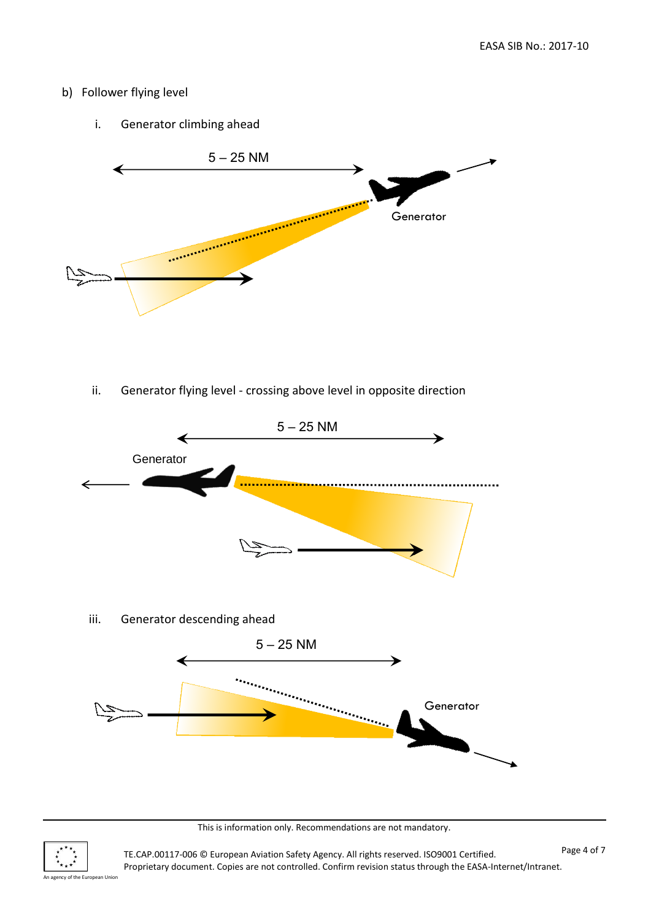b) Follower flying level

i. Generator climbing ahead

5 – 25 NM

Generator

ii. Generator flying level - crossing above level in opposite direction

5 – 25 NM

Generator

iii. Generator descending ahead

5 – 25 NM

Generator

This is information only. Recommendations are not mandatory.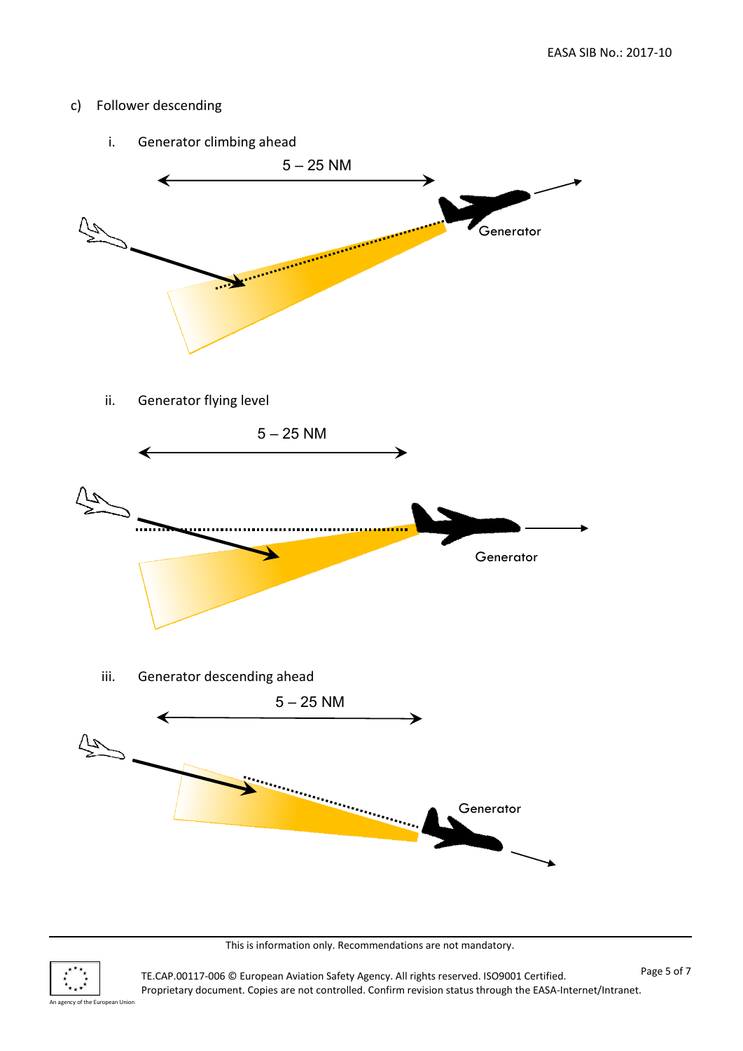c) Follower descending

i. Generator climbing ahead

5 – 25 NM

Generator

ii. Generator flying level

5 – 25 NM

Generator

iii. Generator descending ahead

5 – 25 NM

Generator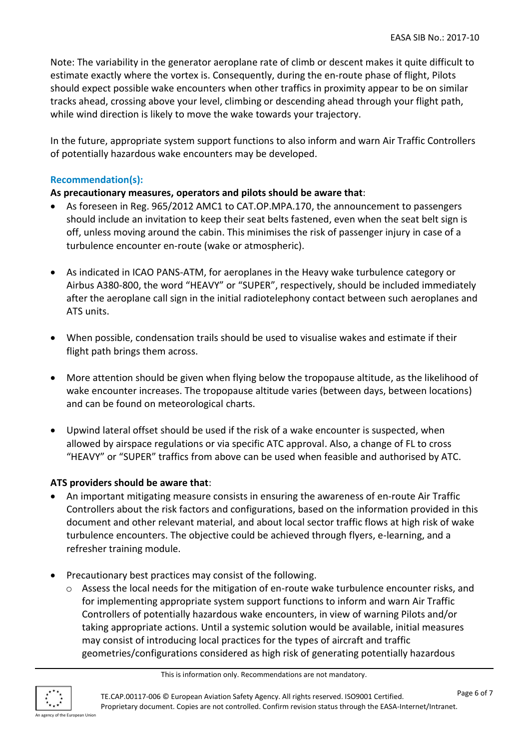Note: The variability in the generator aeroplane rate of climb or descent makes it quite difficult to estimate exactly where the vortex is. Consequently, during the en-route phase of flight, Pilots should expect possible wake encounters when other traffics in proximity appear to be on similar tracks ahead, crossing above your level, climbing or descending ahead through your flight path, while wind direction is likely to move the wake towards your trajectory.

In the future, appropriate system support functions to also inform and warn Air Traffic Controllers of potentially hazardous wake encounters may be developed.

### Recommendation(s):

**As precautionary measures, operators and pilots should be aware that**:

- As foreseen in Reg. 965/2012 AMC1 to CAT.OP.MPA.170, the announcement to passengers should include an invitation to keep their seat belts fastened, even when the seat belt sign is off, unless moving around the cabin. This minimises the risk of passenger injury in case of a turbulence encounter en-route (wake or atmospheric).

- As indicated in ICAO PANS-ATM, for aeroplanes in the Heavy wake turbulence category or Airbus A380-800, the word "HEAVY" or "SUPER", respectively, should be included immediately after the aeroplane call sign in the initial radiotelephony contact between such aeroplanes and ATS units.

- When possible, condensation trails should be used to visualise wakes and estimate if their flight path brings them across.

- More attention should be given when flying below the tropopause altitude, as the likelihood of wake encounter increases. The tropopause altitude varies (between days, between locations) and can be found on meteorological charts.

- Upwind lateral offset should be used if the risk of a wake encounter is suspected, when allowed by airspace regulations or via specific ATC approval. Also, a change of FL to cross "HEAVY" or "SUPER" traffics from above can be used when feasible and authorised by ATC.

**ATS providers should be aware that**:

- An important mitigating measure consists in ensuring the awareness of en-route Air Traffic Controllers about the risk factors and configurations, based on the information provided in this document and other relevant material, and about local sector traffic flows at high risk of wake turbulence encounters. The objective could be achieved through flyers, e-learning, and a refresher training module.

- Precautionary best practices may consist of the following.
  - Assess the local needs for the mitigation of en-route wake turbulence encounter risks, and for implementing appropriate system support functions to inform and warn Air Traffic Controllers of potentially hazardous wake encounters, in view of warning Pilots and/or taking appropriate actions. Until a systemic solution would be available, initial measures may consist of introducing local practices for the types of aircraft and traffic geometries/configurations considered as high risk of generating potentially hazardous

This is information only. Recommendations are not mandatory.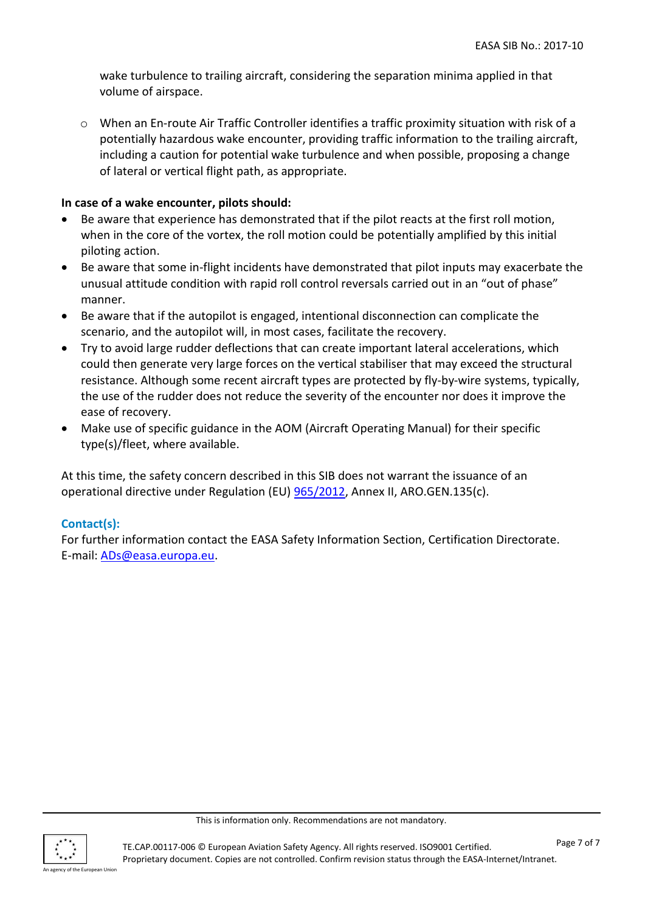wake turbulence to trailing aircraft, considering the separation minima applied in that volume of airspace.

- When an En-route Air Traffic Controller identifies a traffic proximity situation with risk of a potentially hazardous wake encounter, providing traffic information to the trailing aircraft, including a caution for potential wake turbulence and when possible, proposing a change of lateral or vertical flight path, as appropriate.

**In case of a wake encounter, pilots should:**

- Be aware that experience has demonstrated that if the pilot reacts at the first roll motion, when in the core of the vortex, the roll motion could be potentially amplified by this initial piloting action.
- Be aware that some in-flight incidents have demonstrated that pilot inputs may exacerbate the unusual attitude condition with rapid roll control reversals carried out in an "out of phase" manner.
- Be aware that if the autopilot is engaged, intentional disconnection can complicate the scenario, and the autopilot will, in most cases, facilitate the recovery.
- Try to avoid large rudder deflections that can create important lateral accelerations, which could then generate very large forces on the vertical stabiliser that may exceed the structural resistance. Although some recent aircraft types are protected by fly-by-wire systems, typically, the use of the rudder does not reduce the severity of the encounter nor does it improve the ease of recovery.
- Make use of specific guidance in the AOM (Aircraft Operating Manual) for their specific type(s)/fleet, where available.

At this time, the safety concern described in this SIB does not warrant the issuance of an operational directive under Regulation (EU) 965/2012, Annex II, ARO.GEN.135(c).

## Contact(s):

For further information contact the EASA Safety Information Section, Certification Directorate. E-mail: ADs@easa.europa.eu.